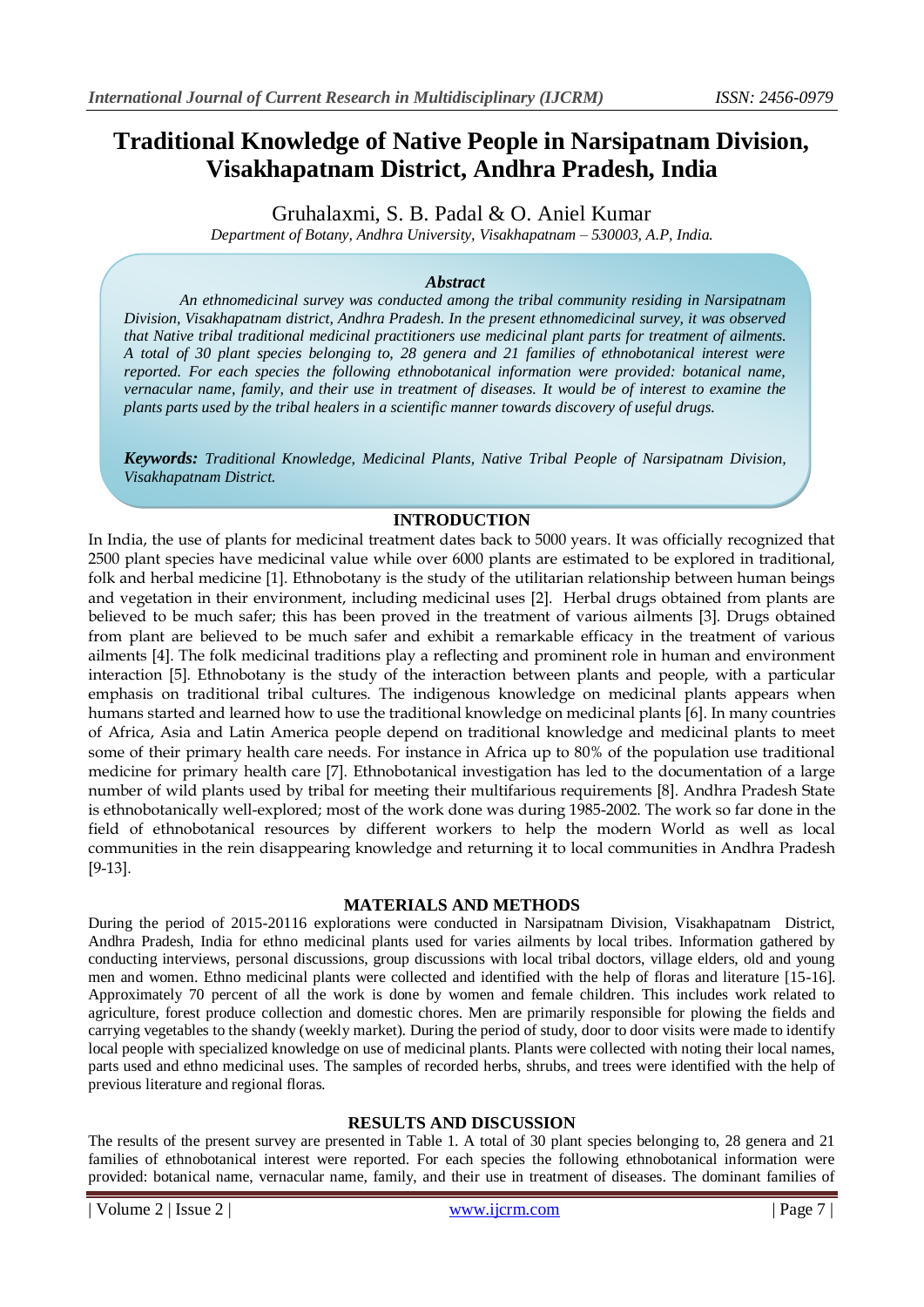# Traditional Knowledge of Native People in Narsipatnam Division, Visakhapatnam District, Andhra Pradesh, India

Gruhalaxmi, S. B. Padal & O. Aniel Kumar

*Department of Botany, Andhra University, Visakhapatnam – 530003, A.P, India.*

### Abstract

*An ethnomedicinal survey was conducted among the tribal community residing in Narsipatnam Division, Visakhapatnam district, Andhra Pradesh. In the present ethnomedicinal survey, it was observed that Native tribal traditional medicinal practitioners use medicinal plant parts for treatment of ailments. A total of 30 plant species belonging to, 28 genera and 21 families of ethnobotanical interest were reported. For each species the following ethnobotanical information were provided: botanical name, vernacular name, family, and their use in treatment of diseases. It would be of interest to examine the plants parts used by the tribal healers in a scientific manner towards discovery of useful drugs.*

***Keywords:*** *Traditional Knowledge, Medicinal Plants, Native Tribal People of Narsipatnam Division, Visakhapatnam District.*

## INTRODUCTION

In India, the use of plants for medicinal treatment dates back to 5000 years. It was officially recognized that 2500 plant species have medicinal value while over 6000 plants are estimated to be explored in traditional, folk and herbal medicine [1]. Ethnobotany is the study of the utilitarian relationship between human beings and vegetation in their environment, including medicinal uses [2]. Herbal drugs obtained from plants are believed to be much safer; this has been proved in the treatment of various ailments [3]. Drugs obtained from plant are believed to be much safer and exhibit a remarkable efficacy in the treatment of various ailments [4]. The folk medicinal traditions play a reflecting and prominent role in human and environment interaction [5]. Ethnobotany is the study of the interaction between plants and people, with a particular emphasis on traditional tribal cultures. The indigenous knowledge on medicinal plants appears when humans started and learned how to use the traditional knowledge on medicinal plants [6]. In many countries of Africa, Asia and Latin America people depend on traditional knowledge and medicinal plants to meet some of their primary health care needs. For instance in Africa up to 80% of the population use traditional medicine for primary health care [7]. Ethnobotanical investigation has led to the documentation of a large number of wild plants used by tribal for meeting their multifarious requirements [8]. Andhra Pradesh State is ethnobotanically well-explored; most of the work done was during 1985-2002. The work so far done in the field of ethnobotanical resources by different workers to help the modern World as well as local communities in the rein disappearing knowledge and returning it to local communities in Andhra Pradesh [9-13].

## MATERIALS AND METHODS

During the period of 2015-20116 explorations were conducted in Narsipatnam Division, Visakhapatnam District, Andhra Pradesh, India for ethno medicinal plants used for varies ailments by local tribes. Information gathered by conducting interviews, personal discussions, group discussions with local tribal doctors, village elders, old and young men and women. Ethno medicinal plants were collected and identified with the help of floras and literature [15-16]. Approximately 70 percent of all the work is done by women and female children. This includes work related to agriculture, forest produce collection and domestic chores. Men are primarily responsible for plowing the fields and carrying vegetables to the shandy (weekly market). During the period of study, door to door visits were made to identify local people with specialized knowledge on use of medicinal plants. Plants were collected with noting their local names, parts used and ethno medicinal uses. The samples of recorded herbs, shrubs, and trees were identified with the help of previous literature and regional floras.

## RESULTS AND DISCUSSION

The results of the present survey are presented in Table 1. A total of 30 plant species belonging to, 28 genera and 21 families of ethnobotanical interest were reported. For each species the following ethnobotanical information were provided: botanical name, vernacular name, family, and their use in treatment of diseases. The dominant families of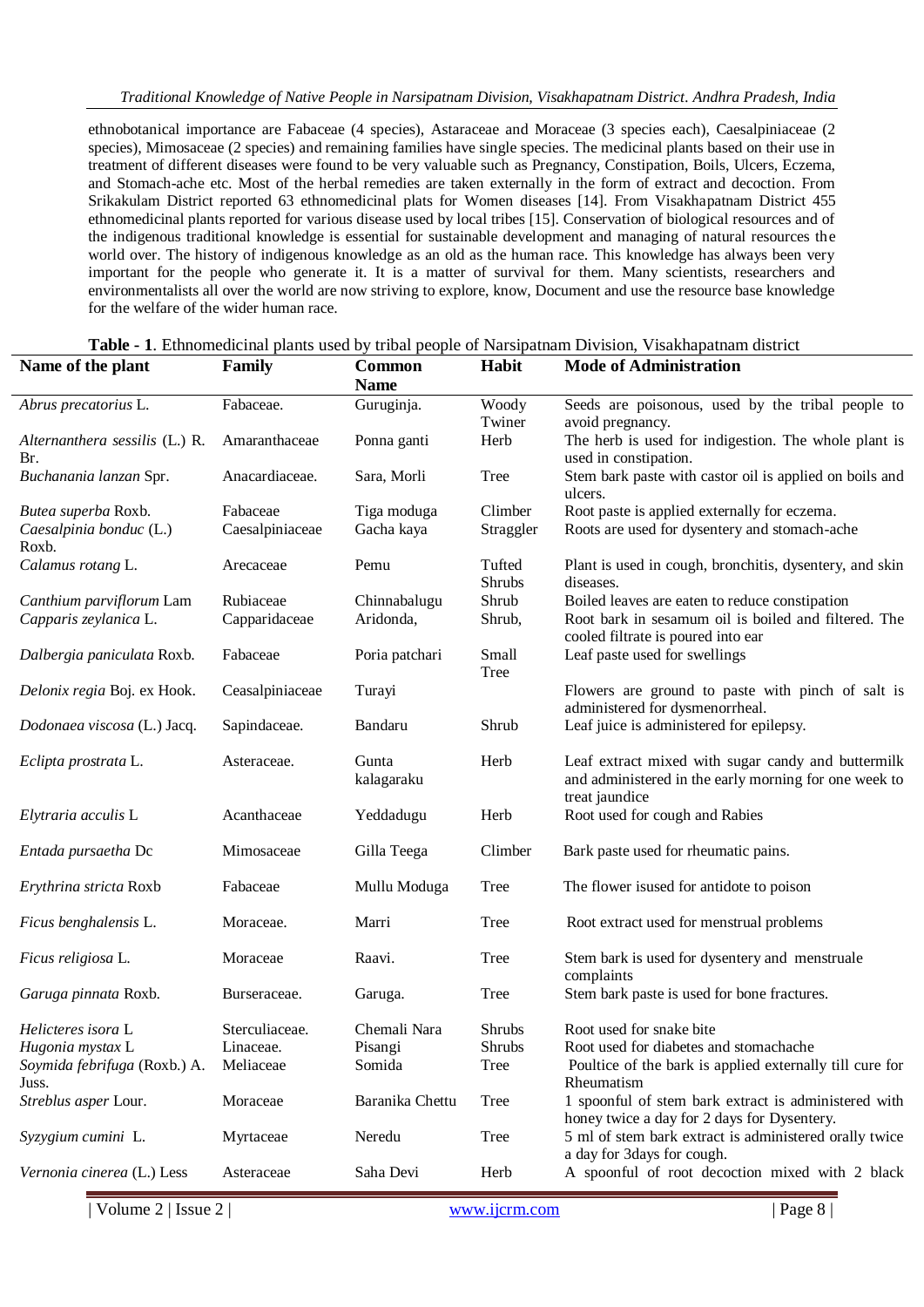ethnobotanical importance are Fabaceae (4 species), Astaraceae and Moraceae (3 species each), Caesalpiniaceae (2 species), Mimosaceae (2 species) and remaining families have single species. The medicinal plants based on their use in treatment of different diseases were found to be very valuable such as Pregnancy, Constipation, Boils, Ulcers, Eczema, and Stomach-ache etc. Most of the herbal remedies are taken externally in the form of extract and decoction. From Srikakulam District reported 63 ethnomedicinal plats for Women diseases [14]. From Visakhapatnam District 455 ethnomedicinal plants reported for various disease used by local tribes [15]. Conservation of biological resources and of the indigenous traditional knowledge is essential for sustainable development and managing of natural resources the world over. The history of indigenous knowledge as an old as the human race. This knowledge has always been very important for the people who generate it. It is a matter of survival for them. Many scientists, researchers and environmentalists all over the world are now striving to explore, know, Document and use the resource base knowledge for the welfare of the wider human race.

**Table - 1**. Ethnomedicinal plants used by tribal people of Narsipatnam Division, Visakhapatnam district

| Name of the plant | Family | Common Name | Habit | Mode of Administration |
|---|---|---|---|---|
| *Abrus precatorius* L. | Fabaceae. | Guruginja. | Woody Twiner | Seeds are poisonous, used by the tribal people to avoid pregnancy. |
| *Alternanthera sessilis* (L.) R. Br. | Amaranthaceae | Ponna ganti | Herb | The herb is used for indigestion. The whole plant is used in constipation. |
| *Buchanania lanzan* Spr. | Anacardiaceae. | Sara, Morli | Tree | Stem bark paste with castor oil is applied on boils and ulcers. |
| *Butea superba* Roxb. | Fabaceae | Tiga moduga | Climber | Root paste is applied externally for eczema. |
| *Caesalpinia bonduc* (L.) Roxb. | Caesalpiniaceae | Gacha kaya | Straggler | Roots are used for dysentery and stomach-ache |
| *Calamus rotang* L. | Arecaceae | Pemu | Tufted Shrubs | Plant is used in cough, bronchitis, dysentery, and skin diseases. |
| *Canthium parviflorum* Lam | Rubiaceae | Chinnabalugu | Shrub | Boiled leaves are eaten to reduce constipation |
| *Capparis zeylanica* L. | Capparidaceae | Aridonda, | Shrub, | Root bark in sesamum oil is boiled and filtered. The cooled filtrate is poured into ear |
| *Dalbergia paniculata* Roxb. | Fabaceae | Poria patchari | Small Tree | Leaf paste used for swellings |
| *Delonix regia* Boj. ex Hook. | Ceasalpiniaceae | Turayi | | Flowers are ground to paste with pinch of salt is administered for dysmenorrheal. |
| *Dodonaea viscosa* (L.) Jacq. | Sapindaceae. | Bandaru | Shrub | Leaf juice is administered for epilepsy. |
| *Eclipta prostrata* L. | Asteraceae. | Gunta kalagaraku | Herb | Leaf extract mixed with sugar candy and buttermilk and administered in the early morning for one week to treat jaundice |
| *Elytraria acculis* L | Acanthaceae | Yeddadugu | Herb | Root used for cough and Rabies |
| *Entada pursaetha* Dc | Mimosaceae | Gilla Teega | Climber | Bark paste used for rheumatic pains. |
| *Erythrina stricta* Roxb | Fabaceae | Mullu Moduga | Tree | The flower isused for antidote to poison |
| *Ficus benghalensis* L. | Moraceae. | Marri | Tree | Root extract used for menstrual problems |
| *Ficus religiosa* L. | Moraceae | Raavi. | Tree | Stem bark is used for dysentery and menstruale complaints |
| *Garuga pinnata* Roxb. | Burseraceae. | Garuga. | Tree | Stem bark paste is used for bone fractures. |
| *Helicteres isora* L | Sterculiaceae. | Chemali Nara | Shrubs | Root used for snake bite |
| *Hugonia mystax* L | Linaceae. | Pisangi | Shrubs | Root used for diabetes and stomachache |
| *Soymida febrifuga* (Roxb.) A. Juss. | Meliaceae | Somida | Tree | Poultice of the bark is applied externally till cure for Rheumatism |
| *Streblus asper* Lour. | Moraceae | Baranika Chettu | Tree | 1 spoonful of stem bark extract is administered with honey twice a day for 2 days for Dysentery. |
| *Syzygium cumini* L. | Myrtaceae | Neredu | Tree | 5 ml of stem bark extract is administered orally twice a day for 3days for cough. |
| *Vernonia cinerea* (L.) Less | Asteraceae | Saha Devi | Herb | A spoonful of root decoction mixed with 2 black |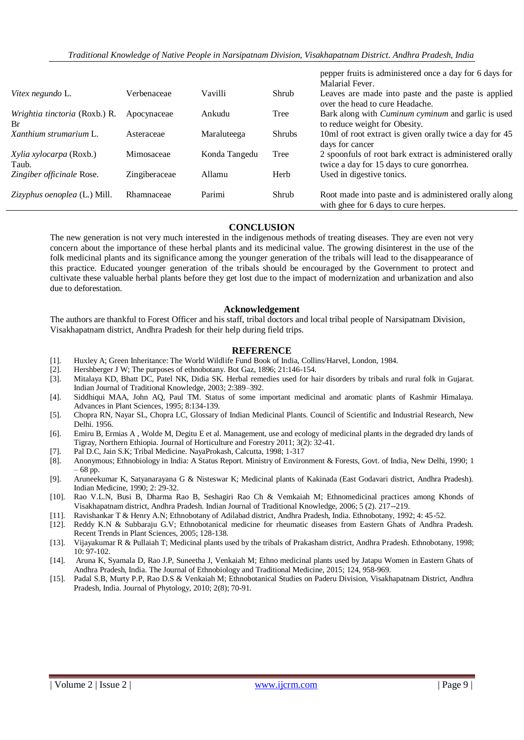| | | | | |
|---|---|---|---|---|
| | | | | pepper fruits is administered once a day for 6 days for Malarial Fever. |
| *Vitex negundo* L. | Verbenaceae | Vavilli | Shrub | Leaves are made into paste and the paste is applied over the head to cure Headache. |
| *Wrightia tinctoria* (Roxb.) R. Br | Apocynaceae | Ankudu | Tree | Bark along with *Cuminum cyminum* and garlic is used to reduce weight for Obesity. |
| *Xanthium strumarium* L. | Asteraceae | Maraluteega | Shrubs | 10ml of root extract is given orally twice a day for 45 days for cancer |
| *Xylia xylocarpa* (Roxb.) Taub. | Mimosaceae | Konda Tangedu | Tree | 2 spoonfuls of root bark extract is administered orally twice a day for 15 days to cure gonorrhea. |
| *Zingiber officinale* Rose. | Zingiberaceae | Allamu | Herb | Used in digestive tonics. |
| *Zizyphus oenoplea* (L.) Mill. | Rhamnaceae | Parimi | Shrub | Root made into paste and is administered orally along with ghee for 6 days to cure herpes. |

## CONCLUSION

The new generation is not very much interested in the indigenous methods of treating diseases. They are even not very concern about the importance of these herbal plants and its medicinal value. The growing disinterest in the use of the folk medicinal plants and its significance among the younger generation of the tribals will lead to the disappearance of this practice. Educated younger generation of the tribals should be encouraged by the Government to protect and cultivate these valuable herbal plants before they get lost due to the impact of modernization and urbanization and also due to deforestation.

## Acknowledgement

The authors are thankful to Forest Officer and his staff, tribal doctors and local tribal people of Narsipatnam Division, Visakhapatnam district, Andhra Pradesh for their help during field trips.

## REFERENCE

[1]. Huxley A; Green Inheritance: The World Wildlife Fund Book of India, Collins/Harvel, London, 1984.

[2]. Hershberger J W; The purposes of ethnobotany. Bot Gaz, 1896; 21:146-154.

[3]. Mitalaya KD, Bhatt DC, Patel NK, Didia SK. Herbal remedies used for hair disorders by tribals and rural folk in Gujarat. Indian Journal of Traditional Knowledge, 2003; 2:389–392.

[4]. Siddhiqui MAA, John AQ, Paul TM. Status of some important medicinal and aromatic plants of Kashmir Himalaya. Advances in Plant Sciences, 1995; 8:134-139.

[5]. Chopra RN, Nayar SL, Chopra LC, Glossary of Indian Medicinal Plants. Council of Scientific and Industrial Research, New Delhi. 1956.

[6]. Emiru B, Ermias A , Wolde M, Degitu E et al. Management, use and ecology of medicinal plants in the degraded dry lands of Tigray, Northern Ethiopia. Journal of Horticulture and Forestry 2011; 3(2): 32-41.

[7]. Pal D.C, Jain S.K; Tribal Medicine. NayaProkash, Calcutta, 1998; 1-317

[8]. Anonymous; Ethnobiology in India: A Status Report. Ministry of Environment & Forests, Govt. of India, New Delhi, 1990; 1 – 68 pp.

[9]. Aruneekumar K, Satyanarayana G & Nisteswar K; Medicinal plants of Kakinada (East Godavari district, Andhra Pradesh). Indian Medicine, 1990; 2: 29-32.

[10]. Rao V.L.N, Busi B, Dharma Rao B, Seshagiri Rao Ch & Vemkaiah M; Ethnomedicinal practices among Khonds of Visakhapatnam district, Andhra Pradesh. Indian Journal of Traditional Knowledge, 2006; 5 (2). 217--219.

[11]. Ravishankar T & Henry A.N; Ethnobotany of Adilabad district, Andhra Pradesh, India. Ethnobotany, 1992; 4: 45-52.

[12]. Reddy K.N & Subbaraju G.V; Ethnobotanical medicine for rheumatic diseases from Eastern Ghats of Andhra Pradesh. Recent Trends in Plant Sciences, 2005; 128-138.

[13]. Vijayakumar R & Pullaiah T; Medicinal plants used by the tribals of Prakasham district, Andhra Pradesh. Ethnobotany, 1998; 10: 97-102.

[14]. Aruna K, Syamala D, Rao J.P, Suneetha J, Venkaiah M; Ethno medicinal plants used by Jatapu Women in Eastern Ghats of Andhra Pradesh, India. The Journal of Ethnobiology and Traditional Medicine, 2015; 124, 958-969.

[15]. Padal S.B, Murty P.P, Rao D.S & Venkaiah M; Ethnobotanical Studies on Paderu Division, Visakhapatnam District, Andhra Pradesh, India. Journal of Phytology, 2010; 2(8); 70-91.